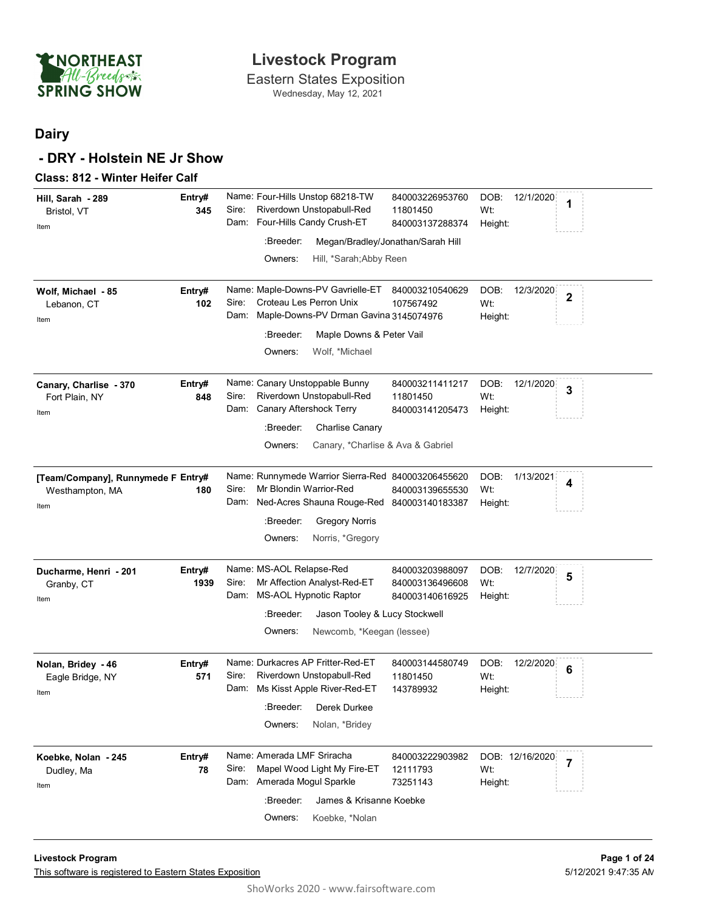# Livestock Program

Eastern States Exposition

Wednesday, May 12, 2021

NORTHEAST All-Breeds SPRING SHOW

## Dairy

## - DRY - Holstein NE Jr Show

### Class: 812 - Winter Heifer Calf

**Hill, Sarah - 289**
Bristol, VT
Item
**Entry# 345**
Name: Four-Hills Unstop 68218-TW 840003226953760
Sire: Riverdown Unstopabull-Red 11801450
Dam: Four-Hills Candy Crush-ET 840003137288374
DOB: 12/1/2020
Wt:
Height:
:Breeder: Megan/Bradley/Jonathan/Sarah Hill
Owners: Hill, *Sarah;Abby Reen
**1**

---

**Wolf, Michael - 85**
Lebanon, CT
Item
**Entry# 102**
Name: Maple-Downs-PV Gavrielle-ET 840003210540629
Sire: Croteau Les Perron Unix 107567492
Dam: Maple-Downs-PV Drman Gavina 3145074976
DOB: 12/3/2020
Wt:
Height:
:Breeder: Maple Downs & Peter Vail
Owners: Wolf, *Michael
**2**

---

**Canary, Charlise - 370**
Fort Plain, NY
Item
**Entry# 848**
Name: Canary Unstoppable Bunny 840003211411217
Sire: Riverdown Unstopabull-Red 11801450
Dam: Canary Aftershock Terry 840003141205473
DOB: 12/1/2020
Wt:
Height:
:Breeder: Charlise Canary
Owners: Canary, *Charlise & Ava & Gabriel
**3**

---

**[Team/Company], Runnymede F**
Westhampton, MA
Item
**Entry# 180**
Name: Runnymede Warrior Sierra-Red 840003206455620
Sire: Mr Blondin Warrior-Red 840003139655530
Dam: Ned-Acres Shauna Rouge-Red 840003140183387
DOB: 1/13/2021
Wt:
Height:
:Breeder: Gregory Norris
Owners: Norris, *Gregory
**4**

---

**Ducharme, Henri - 201**
Granby, CT
Item
**Entry# 1939**
Name: MS-AOL Relapse-Red 840003203988097
Sire: Mr Affection Analyst-Red-ET 840003136496608
Dam: MS-AOL Hypnotic Raptor 840003140616925
DOB: 12/7/2020
Wt:
Height:
:Breeder: Jason Tooley & Lucy Stockwell
Owners: Newcomb, *Keegan (lessee)
**5**

---

**Nolan, Bridey - 46**
Eagle Bridge, NY
Item
**Entry# 571**
Name: Durkacres AP Fritter-Red-ET 840003144580749
Sire: Riverdown Unstopabull-Red 11801450
Dam: Ms Kisst Apple River-Red-ET 143789932
DOB: 12/2/2020
Wt:
Height:
:Breeder: Derek Durkee
Owners: Nolan, *Bridey
**6**

---

**Koebke, Nolan - 245**
Dudley, Ma
Item
**Entry# 78**
Name: Amerada LMF Sriracha 840003222903982
Sire: Mapel Wood Light My Fire-ET 12111793
Dam: Amerada Mogul Sparkle 73251143
DOB: 12/16/2020
Wt:
Height:
:Breeder: James & Krisanne Koebke
Owners: Koebke, *Nolan
**7**

---

Livestock Program

This software is registered to Eastern States Exposition

5/12/2021 9:47:35 AM

ShoWorks 2020 - www.fairsoftware.com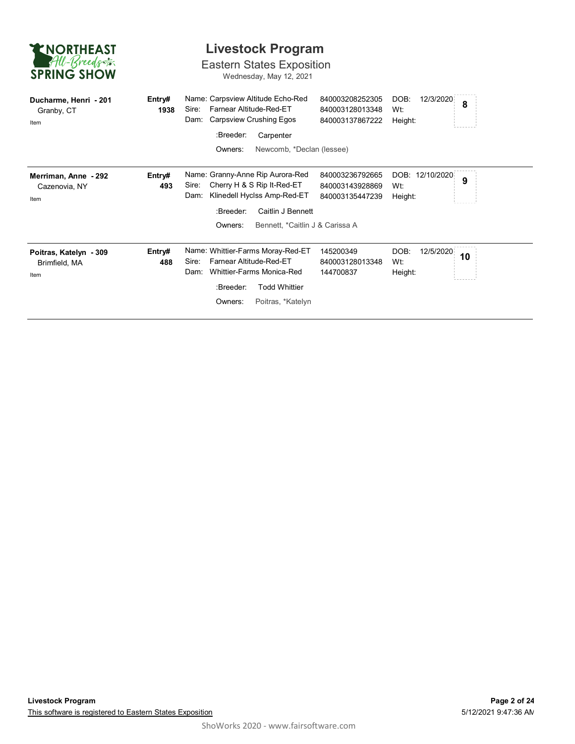# Livestock Program

## Eastern States Exposition

Wednesday, May 12, 2021

**Ducharme, Henri - 201**
Granby, CT
Item

**Entry# 1938**

Name: Carpsview Altitude Echo-Red — 840003208252305
Sire: Farnear Altitude-Red-ET — 840003128013348
Dam: Carpsview Crushing Egos — 840003137867222

:Breeder: Carpenter
Owners: Newcomb, *Declan (lessee)

DOB: 12/3/2020
Wt:
Height:

**8**

---

**Merriman, Anne - 292**
Cazenovia, NY
Item

**Entry# 493**

Name: Granny-Anne Rip Aurora-Red — 840003236792665
Sire: Cherry H & S Rip It-Red-ET — 840003143928869
Dam: Klinedell Hyclss Amp-Red-ET — 840003135447239

:Breeder: Caitlin J Bennett
Owners: Bennett, *Caitlin J & Carissa A

DOB: 12/10/2020
Wt:
Height:

**9**

---

**Poitras, Katelyn - 309**
Brimfield, MA
Item

**Entry# 488**

Name: Whittier-Farms Moray-Red-ET — 145200349
Sire: Farnear Altitude-Red-ET — 840003128013348
Dam: Whittier-Farms Monica-Red — 144700837

:Breeder: Todd Whittier
Owners: Poitras, *Katelyn

DOB: 12/5/2020
Wt:
Height:

**10**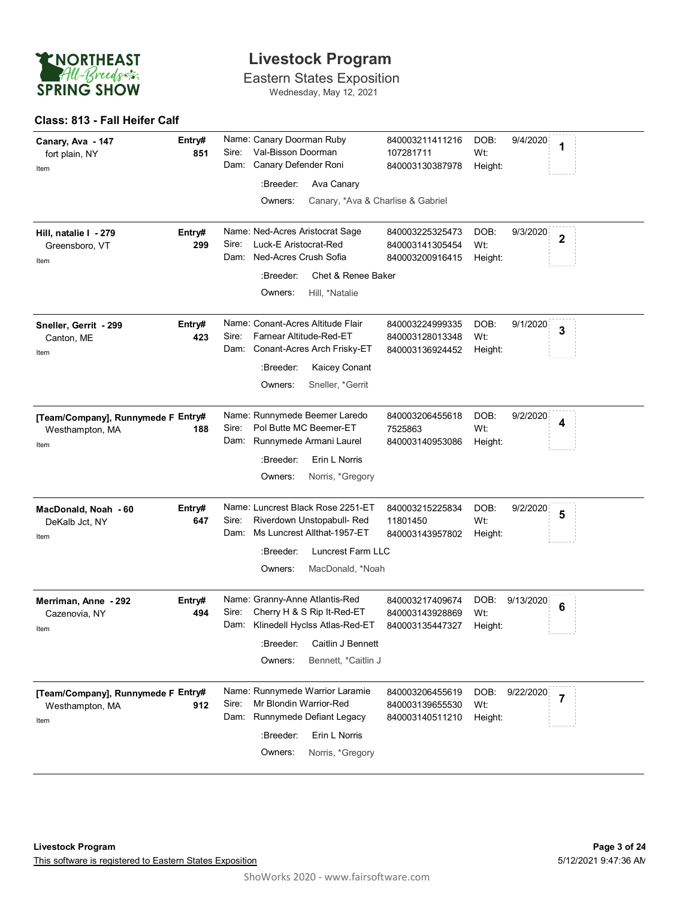# Livestock Program

## Eastern States Exposition

Wednesday, May 12, 2021

### Class: 813 - Fall Heifer Calf

| Exhibitor | Entry# | Animal | ID | DOB | Place |
|---|---|---|---|---|---|
| **Canary, Ava - 147**<br>fort plain, NY<br>Item | 851 | Name: Canary Doorman Ruby<br>Sire: Val-Bisson Doorman<br>Dam: Canary Defender Roni<br>:Breeder: Ava Canary<br>Owners: Canary, *Ava & Charlise & Gabriel | 840003211411216<br>107281711<br>840003130387978 | DOB: 9/4/2020<br>Wt:<br>Height: | 1 |
| **Hill, natalie I - 279**<br>Greensboro, VT<br>Item | 299 | Name: Ned-Acres Aristocrat Sage<br>Sire: Luck-E Aristocrat-Red<br>Dam: Ned-Acres Crush Sofia<br>:Breeder: Chet & Renee Baker<br>Owners: Hill, *Natalie | 840003225325473<br>840003141305454<br>840003200916415 | DOB: 9/3/2020<br>Wt:<br>Height: | 2 |
| **Sneller, Gerrit - 299**<br>Canton, ME<br>Item | 423 | Name: Conant-Acres Altitude Flair<br>Sire: Farnear Altitude-Red-ET<br>Dam: Conant-Acres Arch Frisky-ET<br>:Breeder: Kaicey Conant<br>Owners: Sneller, *Gerrit | 840003224999335<br>840003128013348<br>840003136924452 | DOB: 9/1/2020<br>Wt:<br>Height: | 3 |
| **[Team/Company], Runnymede F**<br>Westhampton, MA<br>Item | 188 | Name: Runnymede Beemer Laredo<br>Sire: Pol Butte MC Beemer-ET<br>Dam: Runnymede Armani Laurel<br>:Breeder: Erin L Norris<br>Owners: Norris, *Gregory | 840003206455618<br>7525863<br>840003140953086 | DOB: 9/2/2020<br>Wt:<br>Height: | 4 |
| **MacDonald, Noah - 60**<br>DeKalb Jct, NY<br>Item | 647 | Name: Luncrest Black Rose 2251-ET<br>Sire: Riverdown Unstopabull- Red<br>Dam: Ms Luncrest Allthat-1957-ET<br>:Breeder: Luncrest Farm LLC<br>Owners: MacDonald, *Noah | 840003215225834<br>11801450<br>840003143957802 | DOB: 9/2/2020<br>Wt:<br>Height: | 5 |
| **Merriman, Anne - 292**<br>Cazenovia, NY<br>Item | 494 | Name: Granny-Anne Atlantis-Red<br>Sire: Cherry H & S Rip It-Red-ET<br>Dam: Klinedell Hyclss Atlas-Red-ET<br>:Breeder: Caitlin J Bennett<br>Owners: Bennett, *Caitlin J | 840003217409674<br>840003143928869<br>840003135447327 | DOB: 9/13/2020<br>Wt:<br>Height: | 6 |
| **[Team/Company], Runnymede F**<br>Westhampton, MA<br>Item | 912 | Name: Runnymede Warrior Laramie<br>Sire: Mr Blondin Warrior-Red<br>Dam: Runnymede Defiant Legacy<br>:Breeder: Erin L Norris<br>Owners: Norris, *Gregory | 840003206455619<br>840003139655530<br>840003140511210 | DOB: 9/22/2020<br>Wt:<br>Height: | 7 |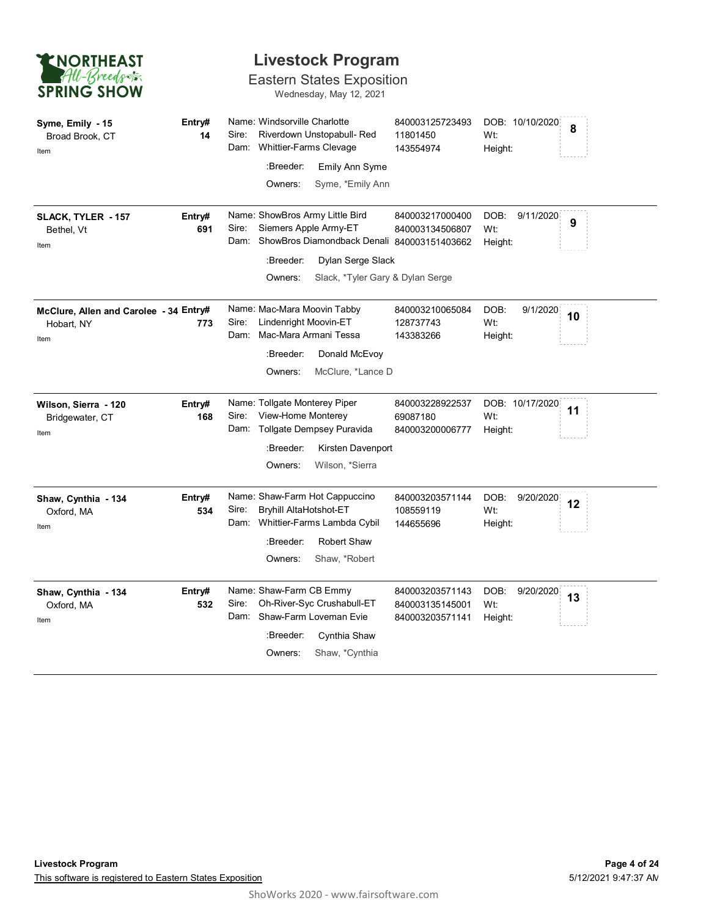# Livestock Program

## Eastern States Exposition

Wednesday, May 12, 2021

| Exhibitor | Entry# | Animal | ID | DOB | # |
|---|---|---|---|---|---|
| **Syme, Emily - 15**<br>Broad Brook, CT<br>Item | **14** | Name: Windsorville Charlotte<br>Sire: Riverdown Unstopabull- Red<br>Dam: Whittier-Farms Clevage<br>:Breeder: Emily Ann Syme<br>Owners: Syme, *Emily Ann | 840003125723493<br>11801450<br>143554974 | DOB: 10/10/2020<br>Wt:<br>Height: | **8** |
| **SLACK, TYLER - 157**<br>Bethel, Vt<br>Item | **691** | Name: ShowBros Army Little Bird<br>Sire: Siemers Apple Army-ET<br>Dam: ShowBros Diamondback Denali<br>:Breeder: Dylan Serge Slack<br>Owners: Slack, *Tyler Gary & Dylan Serge | 840003217000400<br>840003134506807<br>840003151403662 | DOB: 9/11/2020<br>Wt:<br>Height: | **9** |
| **McClure, Allen and Carolee - 34**<br>Hobart, NY<br>Item | **773** | Name: Mac-Mara Moovin Tabby<br>Sire: Lindenright Moovin-ET<br>Dam: Mac-Mara Armani Tessa<br>:Breeder: Donald McEvoy<br>Owners: McClure, *Lance D | 840003210065084<br>128737743<br>143383266 | DOB: 9/1/2020<br>Wt:<br>Height: | **10** |
| **Wilson, Sierra - 120**<br>Bridgewater, CT<br>Item | **168** | Name: Tollgate Monterey Piper<br>Sire: View-Home Monterey<br>Dam: Tollgate Dempsey Puravida<br>:Breeder: Kirsten Davenport<br>Owners: Wilson, *Sierra | 840003228922537<br>69087180<br>840003200006777 | DOB: 10/17/2020<br>Wt:<br>Height: | **11** |
| **Shaw, Cynthia - 134**<br>Oxford, MA<br>Item | **534** | Name: Shaw-Farm Hot Cappuccino<br>Sire: Bryhill AltaHotshot-ET<br>Dam: Whittier-Farms Lambda Cybil<br>:Breeder: Robert Shaw<br>Owners: Shaw, *Robert | 840003203571144<br>108559119<br>144655696 | DOB: 9/20/2020<br>Wt:<br>Height: | **12** |
| **Shaw, Cynthia - 134**<br>Oxford, MA<br>Item | **532** | Name: Shaw-Farm CB Emmy<br>Sire: Oh-River-Syc Crushabull-ET<br>Dam: Shaw-Farm Loveman Evie<br>:Breeder: Cynthia Shaw<br>Owners: Shaw, *Cynthia | 840003203571143<br>840003135145001<br>840003203571141 | DOB: 9/20/2020<br>Wt:<br>Height: | **13** |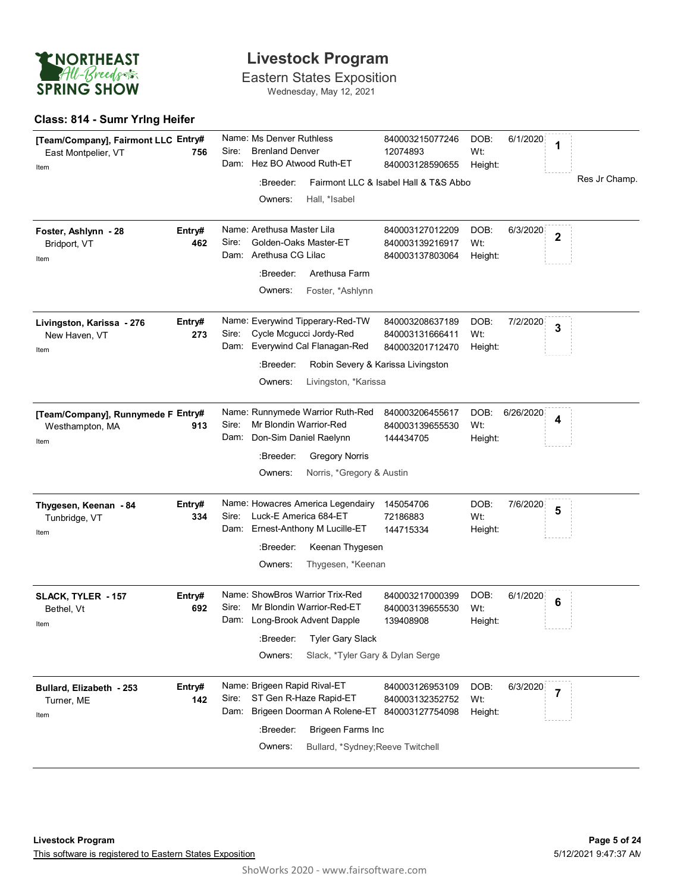# Livestock Program

## Eastern States Exposition

Wednesday, May 12, 2021

NORTHEAST All-Breeds SPRING SHOW

### Class: 814 - Sumr Yrlng Heifer

| Exhibitor | Entry# | Animal | ID | DOB / Wt / Height | Place | Award |
|---|---|---|---|---|---|---|
| [Team/Company], Fairmont LLC<br>East Montpelier, VT<br>Item | 756 | Name: Ms Denver Ruthless<br>Sire: Brenland Denver<br>Dam: Hez BO Atwood Ruth-ET<br>:Breeder: Fairmont LLC & Isabel Hall & T&S Abbo<br>Owners: Hall, *Isabel | 840003215077246<br>12074893<br>840003128590655 | DOB: 6/1/2020<br>Wt:<br>Height: | 1 | Res Jr Champ. |
| Foster, Ashlynn - 28<br>Bridport, VT<br>Item | 462 | Name: Arethusa Master Lila<br>Sire: Golden-Oaks Master-ET<br>Dam: Arethusa CG Lilac<br>:Breeder: Arethusa Farm<br>Owners: Foster, *Ashlynn | 840003127012209<br>840003139216917<br>840003137803064 | DOB: 6/3/2020<br>Wt:<br>Height: | 2 | |
| Livingston, Karissa - 276<br>New Haven, VT<br>Item | 273 | Name: Everywind Tipperary-Red-TW<br>Sire: Cycle Mcgucci Jordy-Red<br>Dam: Everywind Cal Flanagan-Red<br>:Breeder: Robin Severy & Karissa Livingston<br>Owners: Livingston, *Karissa | 840003208637189<br>840003131666411<br>840003201712470 | DOB: 7/2/2020<br>Wt:<br>Height: | 3 | |
| [Team/Company], Runnymede F<br>Westhampton, MA<br>Item | 913 | Name: Runnymede Warrior Ruth-Red<br>Sire: Mr Blondin Warrior-Red<br>Dam: Don-Sim Daniel Raelynn<br>:Breeder: Gregory Norris<br>Owners: Norris, *Gregory & Austin | 840003206455617<br>840003139655530<br>144434705 | DOB: 6/26/2020<br>Wt:<br>Height: | 4 | |
| Thygesen, Keenan - 84<br>Tunbridge, VT<br>Item | 334 | Name: Howacres America Legendairy<br>Sire: Luck-E America 684-ET<br>Dam: Ernest-Anthony M Lucille-ET<br>:Breeder: Keenan Thygesen<br>Owners: Thygesen, *Keenan | 145054706<br>72186883<br>144715334 | DOB: 7/6/2020<br>Wt:<br>Height: | 5 | |
| SLACK, TYLER - 157<br>Bethel, Vt<br>Item | 692 | Name: ShowBros Warrior Trix-Red<br>Sire: Mr Blondin Warrior-Red-ET<br>Dam: Long-Brook Advent Dapple<br>:Breeder: Tyler Gary Slack<br>Owners: Slack, *Tyler Gary & Dylan Serge | 840003217000399<br>840003139655530<br>139408908 | DOB: 6/1/2020<br>Wt:<br>Height: | 6 | |
| Bullard, Elizabeth - 253<br>Turner, ME<br>Item | 142 | Name: Brigeen Rapid Rival-ET<br>Sire: ST Gen R-Haze Rapid-ET<br>Dam: Brigeen Doorman A Rolene-ET<br>:Breeder: Brigeen Farms Inc<br>Owners: Bullard, *Sydney;Reeve Twitchell | 840003126953109<br>840003132352752<br>840003127754098 | DOB: 6/3/2020<br>Wt:<br>Height: | 7 | |

This software is registered to Eastern States Exposition

5/12/2021 9:47:37 AM

ShoWorks 2020 - www.fairsoftware.com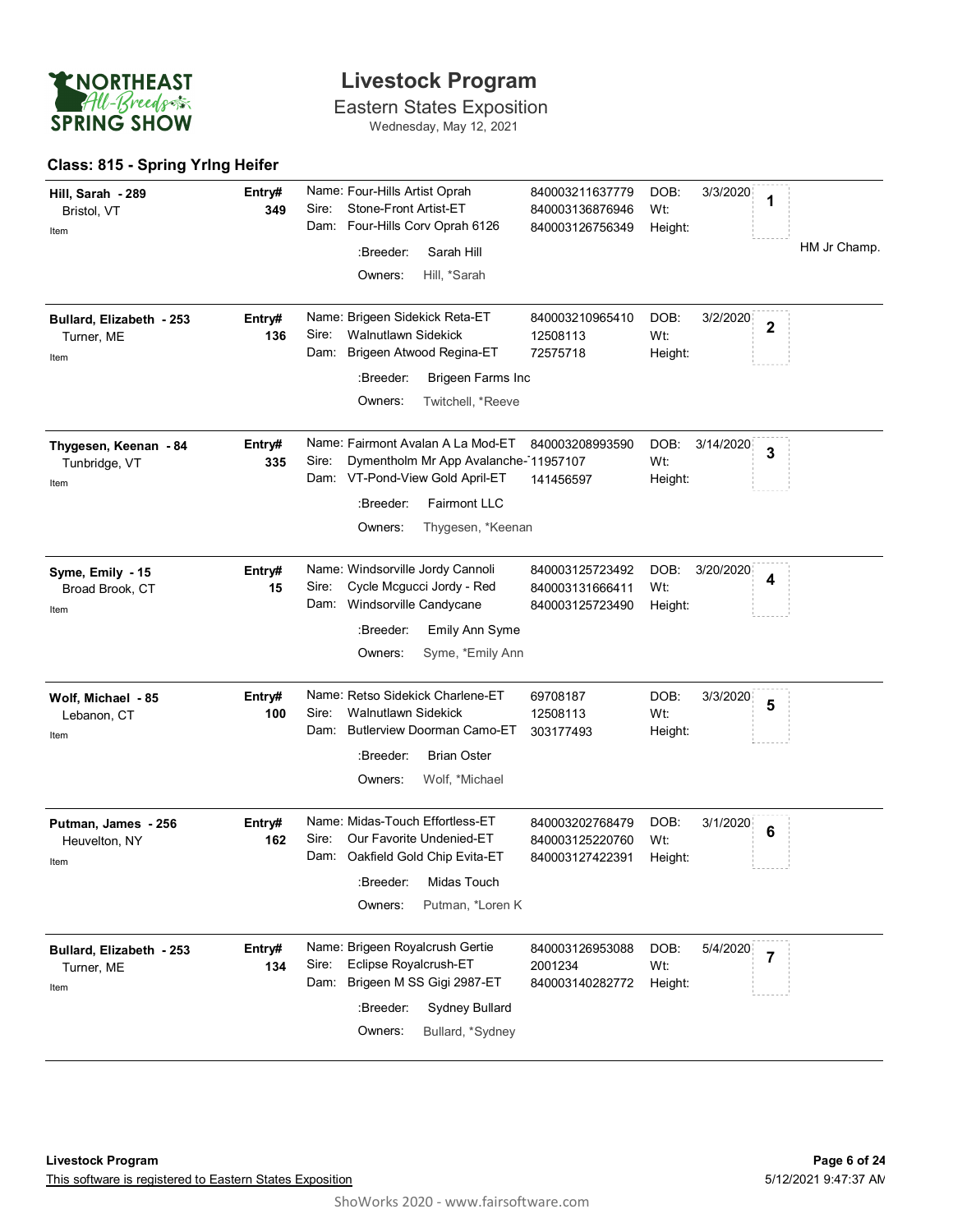# Livestock Program

## Eastern States Exposition

Wednesday, May 12, 2021

### Class: 815 - Spring Yrlng Heifer

| Exhibitor | Entry# | Animal | ID | DOB / Wt / Height | Place | Award |
|---|---|---|---|---|---|---|
| **Hill, Sarah - 289**<br>Bristol, VT<br>Item | 349 | Name: Four-Hills Artist Oprah<br>Sire: Stone-Front Artist-ET<br>Dam: Four-Hills Corv Oprah 6126<br>:Breeder: Sarah Hill<br>Owners: Hill, *Sarah | 840003211637779<br>840003136876946<br>840003126756349 | DOB: 3/3/2020<br>Wt:<br>Height: | 1 | HM Jr Champ. |
| **Bullard, Elizabeth - 253**<br>Turner, ME<br>Item | 136 | Name: Brigeen Sidekick Reta-ET<br>Sire: Walnutlawn Sidekick<br>Dam: Brigeen Atwood Regina-ET<br>:Breeder: Brigeen Farms Inc<br>Owners: Twitchell, *Reeve | 840003210965410<br>12508113<br>72575718 | DOB: 3/2/2020<br>Wt:<br>Height: | 2 | |
| **Thygesen, Keenan - 84**<br>Tunbridge, VT<br>Item | 335 | Name: Fairmont Avalan A La Mod-ET<br>Sire: Dymentholm Mr App Avalanche-<br>Dam: VT-Pond-View Gold April-ET<br>:Breeder: Fairmont LLC<br>Owners: Thygesen, *Keenan | 840003208993590<br>11957107<br>141456597 | DOB: 3/14/2020<br>Wt:<br>Height: | 3 | |
| **Syme, Emily - 15**<br>Broad Brook, CT<br>Item | 15 | Name: Windsorville Jordy Cannoli<br>Sire: Cycle Mcgucci Jordy - Red<br>Dam: Windsorville Candycane<br>:Breeder: Emily Ann Syme<br>Owners: Syme, *Emily Ann | 840003125723492<br>840003131666411<br>840003125723490 | DOB: 3/20/2020<br>Wt:<br>Height: | 4 | |
| **Wolf, Michael - 85**<br>Lebanon, CT<br>Item | 100 | Name: Retso Sidekick Charlene-ET<br>Sire: Walnutlawn Sidekick<br>Dam: Butlerview Doorman Camo-ET<br>:Breeder: Brian Oster<br>Owners: Wolf, *Michael | 69708187<br>12508113<br>303177493 | DOB: 3/3/2020<br>Wt:<br>Height: | 5 | |
| **Putman, James - 256**<br>Heuvelton, NY<br>Item | 162 | Name: Midas-Touch Effortless-ET<br>Sire: Our Favorite Undenied-ET<br>Dam: Oakfield Gold Chip Evita-ET<br>:Breeder: Midas Touch<br>Owners: Putman, *Loren K | 840003202768479<br>840003125220760<br>840003127422391 | DOB: 3/1/2020<br>Wt:<br>Height: | 6 | |
| **Bullard, Elizabeth - 253**<br>Turner, ME<br>Item | 134 | Name: Brigeen Royalcrush Gertie<br>Sire: Eclipse Royalcrush-ET<br>Dam: Brigeen M SS Gigi 2987-ET<br>:Breeder: Sydney Bullard<br>Owners: Bullard, *Sydney | 840003126953088<br>2001234<br>840003140282772 | DOB: 5/4/2020<br>Wt:<br>Height: | 7 | |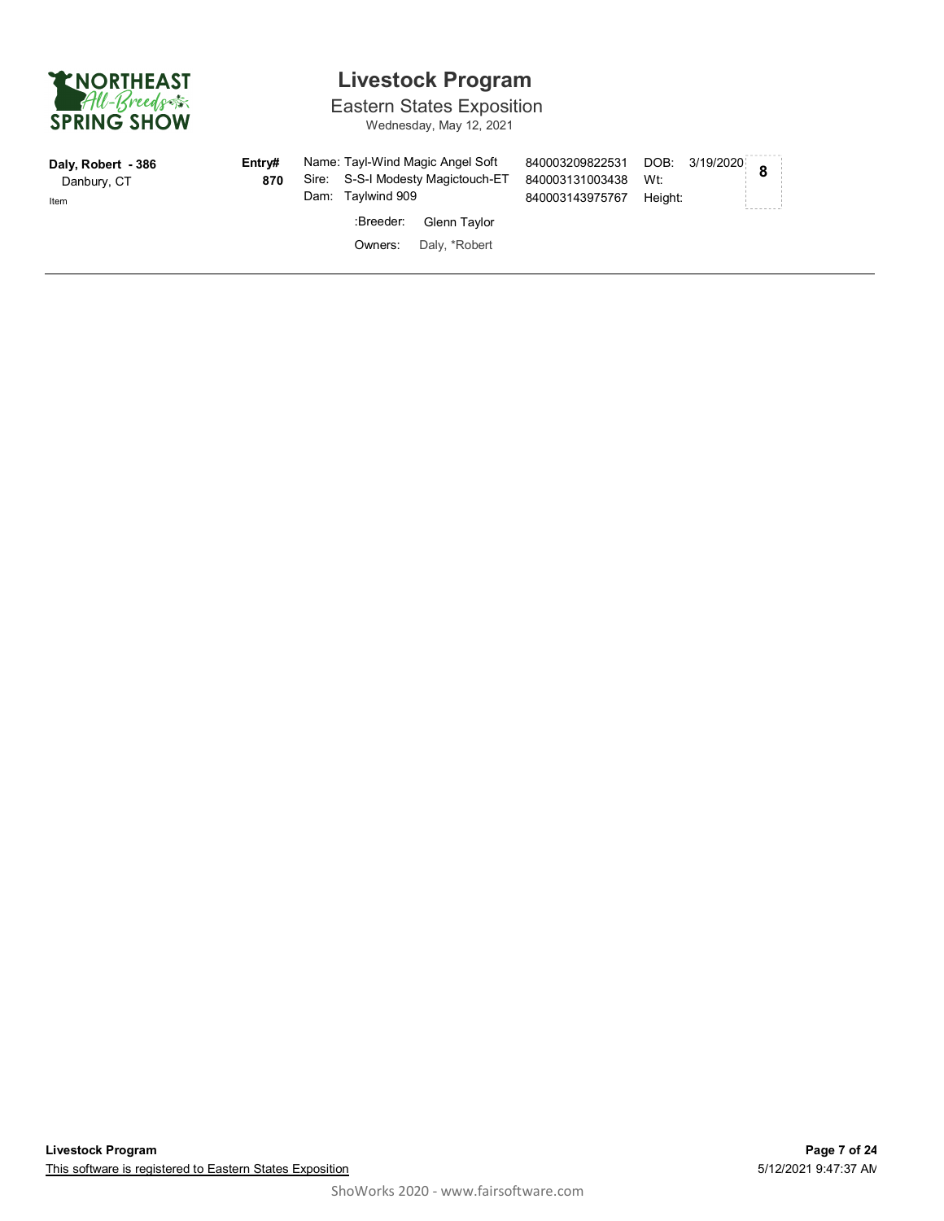# Livestock Program

Eastern States Exposition

Wednesday, May 12, 2021

| Exhibitor | Entry# | Animal | ID | | | |
|---|---|---|---|---|---|---|
| **Daly, Robert - 386** | **Entry#** | Name: Tayl-Wind Magic Angel Soft | 840003209822531 | DOB: | 3/19/2020 | **8** |
| Danbury, CT | **870** | Sire: S-S-I Modesty Magictouch-ET | 840003131003438 | Wt: | | |
| Item | | Dam: Taylwind 909 | 840003143975767 | Height: | | |
| | | :Breeder: Glenn Taylor | | | | |
| | | Owners: Daly, *Robert | | | | |

**Livestock Program**

This software is registered to Eastern States Exposition

5/12/2021 9:47:37 AM

ShoWorks 2020 - www.fairsoftware.com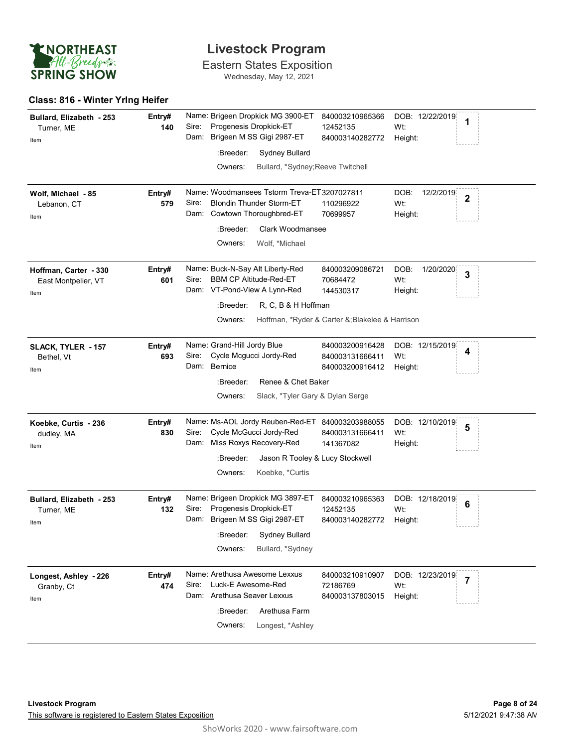# Livestock Program

## Eastern States Exposition

Wednesday, May 12, 2021

NORTHEAST All-Breeds SPRING SHOW

### Class: 816 - Winter Yrlng Heifer

**Bullard, Elizabeth - 253**
Turner, ME
Item

**Entry# 140**

Name: Brigeen Dropkick MG 3900-ET 840003210965366
Sire: Progenesis Dropkick-ET 12452135
Dam: Brigeen M SS Gigi 2987-ET 840003140282772

DOB: 12/22/2019
Wt:
Height:

**1**

:Breeder: Sydney Bullard
Owners: Bullard, *Sydney;Reeve Twitchell

---

**Wolf, Michael - 85**
Lebanon, CT
Item

**Entry# 579**

Name: Woodmansees Tstorm Treva-ET 3207027811
Sire: Blondin Thunder Storm-ET 110296922
Dam: Cowtown Thoroughbred-ET 70699957

DOB: 12/2/2019
Wt:
Height:

**2**

:Breeder: Clark Woodmansee
Owners: Wolf, *Michael

---

**Hoffman, Carter - 330**
East Montpelier, VT
Item

**Entry# 601**

Name: Buck-N-Say Alt Liberty-Red 840003209086721
Sire: BBM CP Altitude-Red-ET 70684472
Dam: VT-Pond-View A Lynn-Red 144530317

DOB: 1/20/2020
Wt:
Height:

**3**

:Breeder: R, C, B & H Hoffman
Owners: Hoffman, *Ryder & Carter &;Blakelee & Harrison

---

**SLACK, TYLER - 157**
Bethel, Vt
Item

**Entry# 693**

Name: Grand-Hill Jordy Blue 840003200916428
Sire: Cycle Mcgucci Jordy-Red 840003131666411
Dam: Bernice 840003200916412

DOB: 12/15/2019
Wt:
Height:

**4**

:Breeder: Renee & Chet Baker
Owners: Slack, *Tyler Gary & Dylan Serge

---

**Koebke, Curtis - 236**
dudley, MA
Item

**Entry# 830**

Name: Ms-AOL Jordy Reuben-Red-ET 840003203988055
Sire: Cycle McGucci Jordy-Red 840003131666411
Dam: Miss Roxys Recovery-Red 141367082

DOB: 12/10/2019
Wt:
Height:

**5**

:Breeder: Jason R Tooley & Lucy Stockwell
Owners: Koebke, *Curtis

---

**Bullard, Elizabeth - 253**
Turner, ME
Item

**Entry# 132**

Name: Brigeen Dropkick MG 3897-ET 840003210965363
Sire: Progenesis Dropkick-ET 12452135
Dam: Brigeen M SS Gigi 2987-ET 840003140282772

DOB: 12/18/2019
Wt:
Height:

**6**

:Breeder: Sydney Bullard
Owners: Bullard, *Sydney

---

**Longest, Ashley - 226**
Granby, Ct
Item

**Entry# 474**

Name: Arethusa Awesome Lexxus 840003210910907
Sire: Luck-E Awesome-Red 72186769
Dam: Arethusa Seaver Lexxus 840003137803015

DOB: 12/23/2019
Wt:
Height:

**7**

:Breeder: Arethusa Farm
Owners: Longest, *Ashley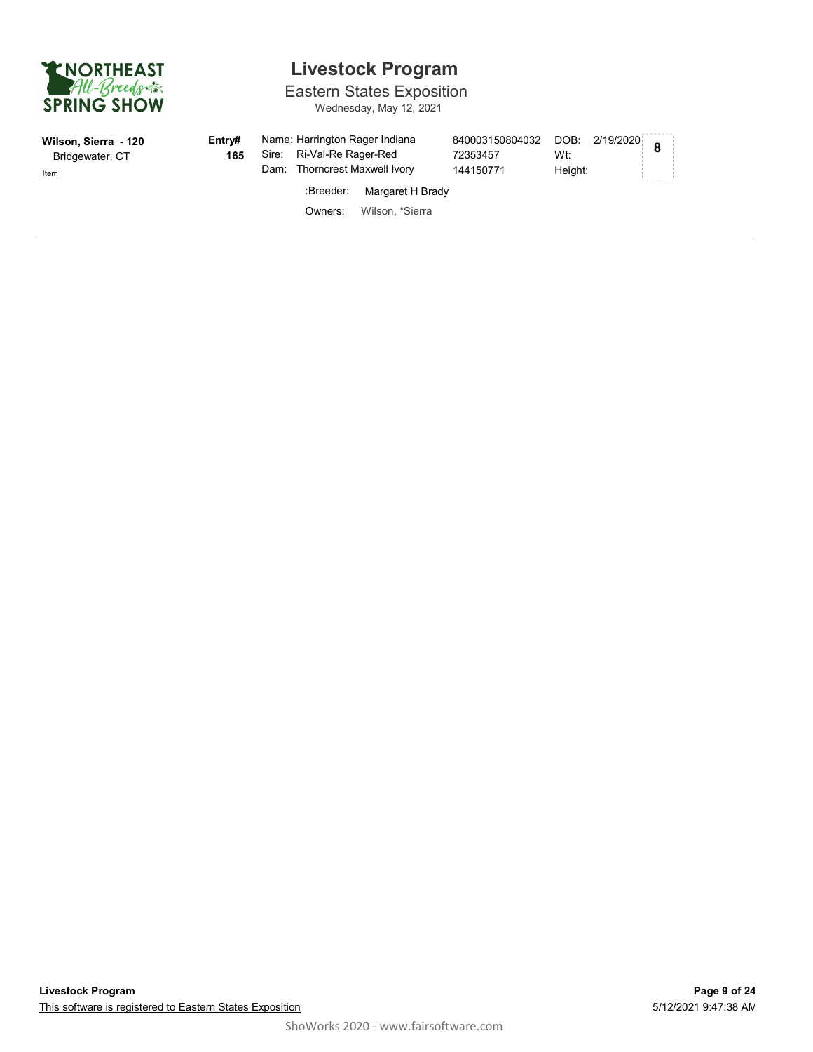# Livestock Program

Eastern States Exposition

Wednesday, May 12, 2021

**Wilson, Sierra - 120**
Bridgewater, CT
Item

**Entry# 165**

Name: Harrington Rager Indiana — 840003150804032 — DOB: 2/19/2020
Sire: Ri-Val-Re Rager-Red — 72353457 — Wt:
Dam: Thorncrest Maxwell Ivory — 144150771 — Height:

:Breeder: Margaret H Brady

Owners: Wilson, *Sierra

**8**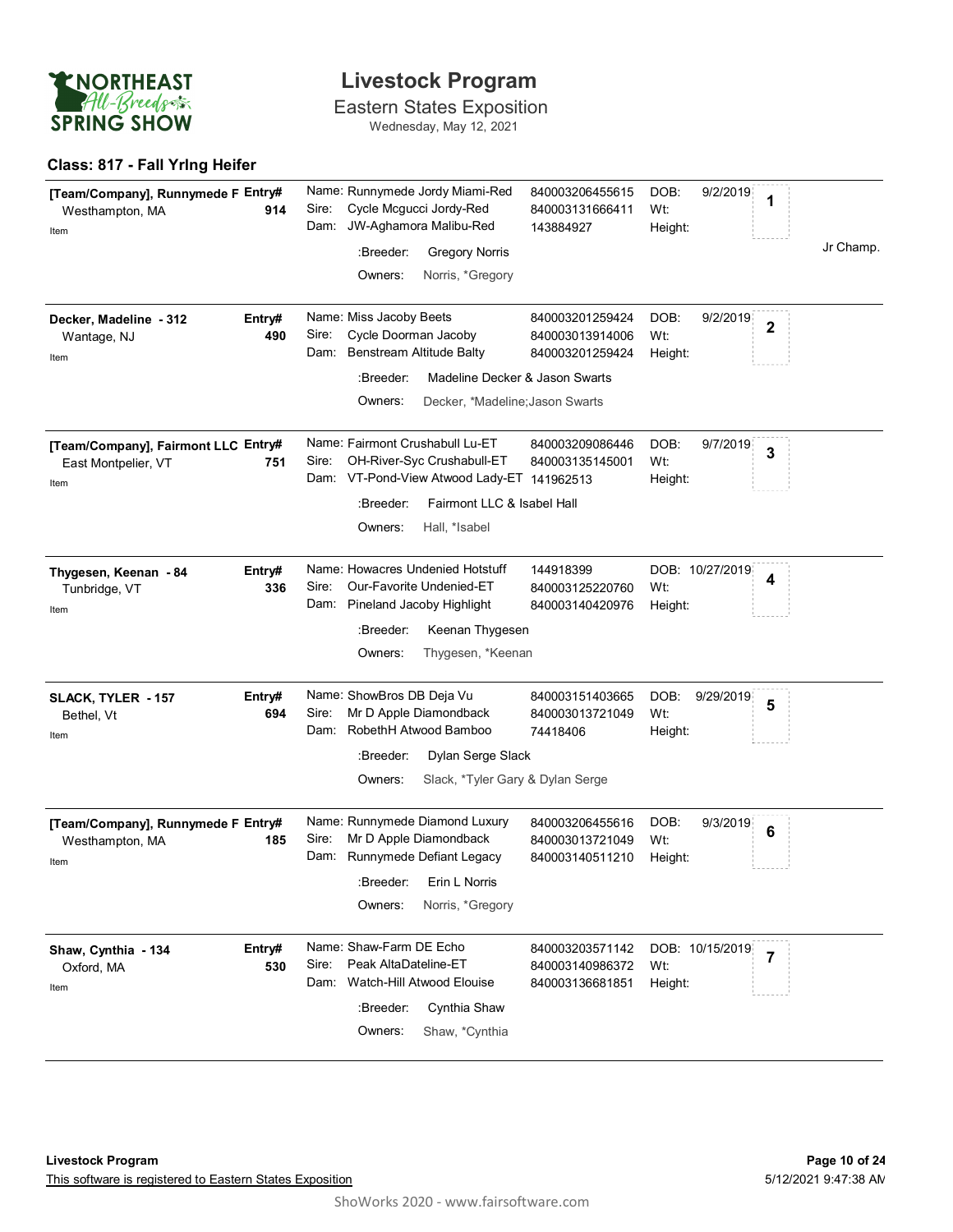# Livestock Program

Eastern States Exposition

Wednesday, May 12, 2021

## Class: 817 - Fall Yrlng Heifer

| Exhibitor | Entry# | Animal | ID | DOB / Wt / Height | Place | Award |
|---|---|---|---|---|---|---|
| [Team/Company], Runnymede F<br>Westhampton, MA<br>Item | 914 | Name: Runnymede Jordy Miami-Red<br>Sire: Cycle Mcgucci Jordy-Red<br>Dam: JW-Aghamora Malibu-Red<br>:Breeder: Gregory Norris<br>Owners: Norris, *Gregory | 840003206455615<br>840003131666411<br>143884927 | DOB: 9/2/2019<br>Wt:<br>Height: | 1 | Jr Champ. |
| Decker, Madeline - 312<br>Wantage, NJ<br>Item | 490 | Name: Miss Jacoby Beets<br>Sire: Cycle Doorman Jacoby<br>Dam: Benstream Altitude Balty<br>:Breeder: Madeline Decker & Jason Swarts<br>Owners: Decker, *Madeline;Jason Swarts | 840003201259424<br>840003013914006<br>840003201259424 | DOB: 9/2/2019<br>Wt:<br>Height: | 2 | |
| [Team/Company], Fairmont LLC<br>East Montpelier, VT<br>Item | 751 | Name: Fairmont Crushabull Lu-ET<br>Sire: OH-River-Syc Crushabull-ET<br>Dam: VT-Pond-View Atwood Lady-ET<br>:Breeder: Fairmont LLC & Isabel Hall<br>Owners: Hall, *Isabel | 840003209086446<br>840003135145001<br>141962513 | DOB: 9/7/2019<br>Wt:<br>Height: | 3 | |
| Thygesen, Keenan - 84<br>Tunbridge, VT<br>Item | 336 | Name: Howacres Undenied Hotstuff<br>Sire: Our-Favorite Undenied-ET<br>Dam: Pineland Jacoby Highlight<br>:Breeder: Keenan Thygesen<br>Owners: Thygesen, *Keenan | 144918399<br>840003125220760<br>840003140420976 | DOB: 10/27/2019<br>Wt:<br>Height: | 4 | |
| SLACK, TYLER - 157<br>Bethel, Vt<br>Item | 694 | Name: ShowBros DB Deja Vu<br>Sire: Mr D Apple Diamondback<br>Dam: RobethH Atwood Bamboo<br>:Breeder: Dylan Serge Slack<br>Owners: Slack, *Tyler Gary & Dylan Serge | 840003151403665<br>840003013721049<br>74418406 | DOB: 9/29/2019<br>Wt:<br>Height: | 5 | |
| [Team/Company], Runnymede F<br>Westhampton, MA<br>Item | 185 | Name: Runnymede Diamond Luxury<br>Sire: Mr D Apple Diamondback<br>Dam: Runnymede Defiant Legacy<br>:Breeder: Erin L Norris<br>Owners: Norris, *Gregory | 840003206455616<br>840003013721049<br>840003140511210 | DOB: 9/3/2019<br>Wt:<br>Height: | 6 | |
| Shaw, Cynthia - 134<br>Oxford, MA<br>Item | 530 | Name: Shaw-Farm DE Echo<br>Sire: Peak AltaDateline-ET<br>Dam: Watch-Hill Atwood Elouise<br>:Breeder: Cynthia Shaw<br>Owners: Shaw, *Cynthia | 840003203571142<br>840003140986372<br>840003136681851 | DOB: 10/15/2019<br>Wt:<br>Height: | 7 | |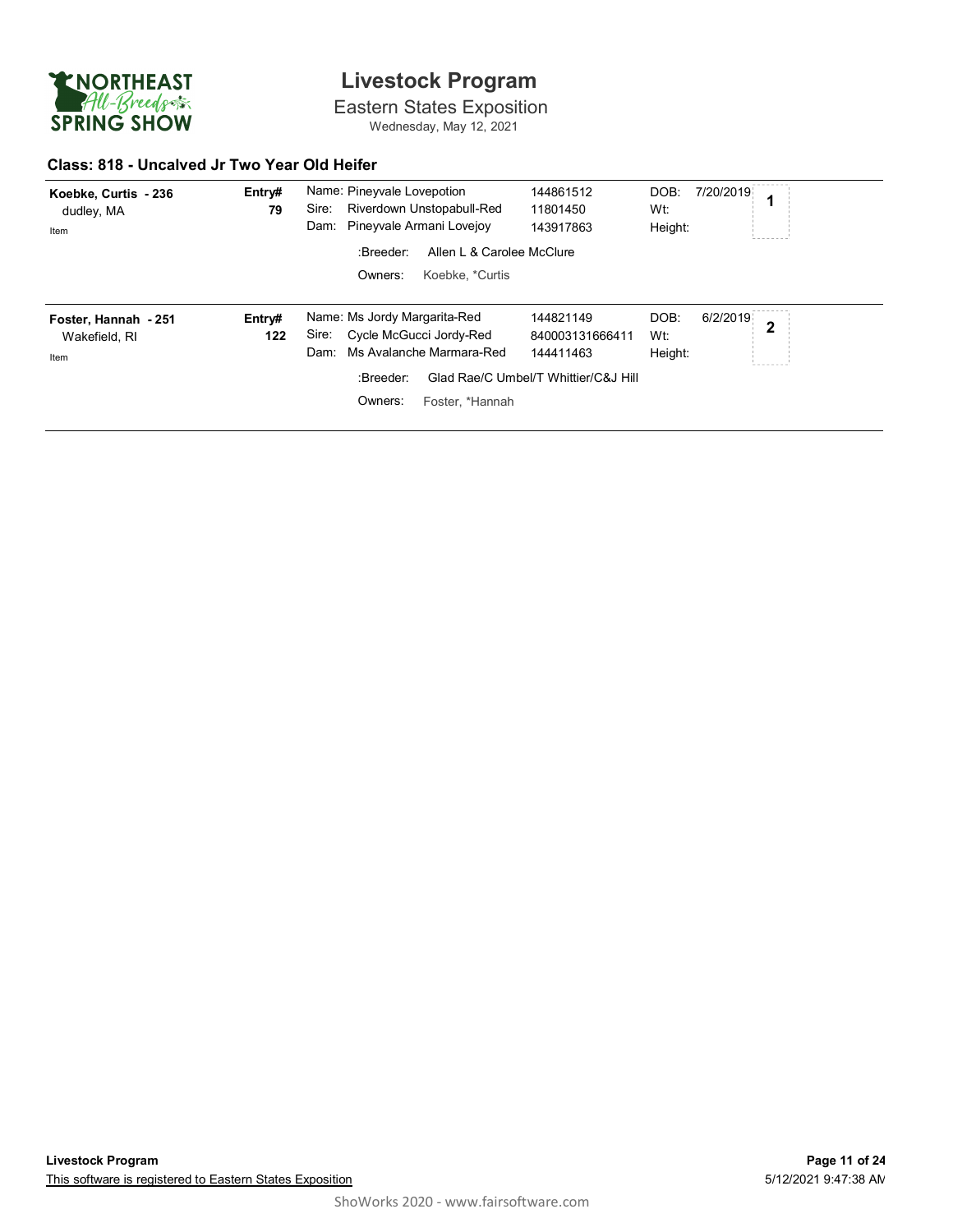# Livestock Program

Eastern States Exposition

Wednesday, May 12, 2021

## Class: 818 - Uncalved Jr Two Year Old Heifer

**Koebke, Curtis - 236**
dudley, MA
Item

**Entry# 79**

Name: Pineyvale Lovepotion — 144861512
Sire: Riverdown Unstopabull-Red — 11801450
Dam: Pineyvale Armani Lovejoy — 143917863

:Breeder: Allen L & Carolee McClure
Owners: Koebke, *Curtis

DOB: 7/20/2019
Wt:
Height:

**1**

---

**Foster, Hannah - 251**
Wakefield, RI
Item

**Entry# 122**

Name: Ms Jordy Margarita-Red — 144821149
Sire: Cycle McGucci Jordy-Red — 840003131666411
Dam: Ms Avalanche Marmara-Red — 144411463

:Breeder: Glad Rae/C Umbel/T Whittier/C&J Hill
Owners: Foster, *Hannah

DOB: 6/2/2019
Wt:
Height:

**2**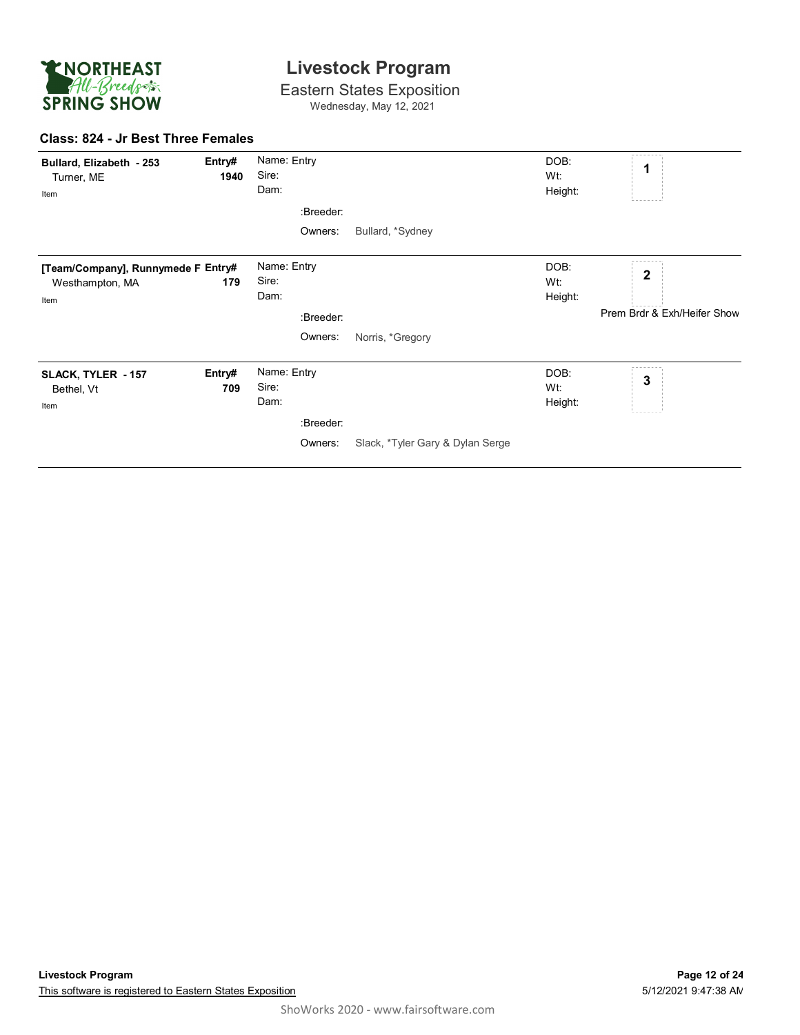# Livestock Program

Eastern States Exposition

Wednesday, May 12, 2021

## Class: 824 - Jr Best Three Females

**Bullard, Elizabeth - 253**
Turner, ME
Item

**Entry#** 1940

Name: Entry
Sire:
Dam:
:Breeder:
Owners: Bullard, *Sydney

DOB:
Wt:
Height:

**1**

---

**[Team/Company], Runnymede F**
Westhampton, MA
Item

**Entry#** 179

Name: Entry
Sire:
Dam:
:Breeder:
Owners: Norris, *Gregory

DOB:
Wt:
Height:

**2**

Prem Brdr & Exh/Heifer Show

---

**SLACK, TYLER - 157**
Bethel, Vt
Item

**Entry#** 709

Name: Entry
Sire:
Dam:
:Breeder:
Owners: Slack, *Tyler Gary & Dylan Serge

DOB:
Wt:
Height:

**3**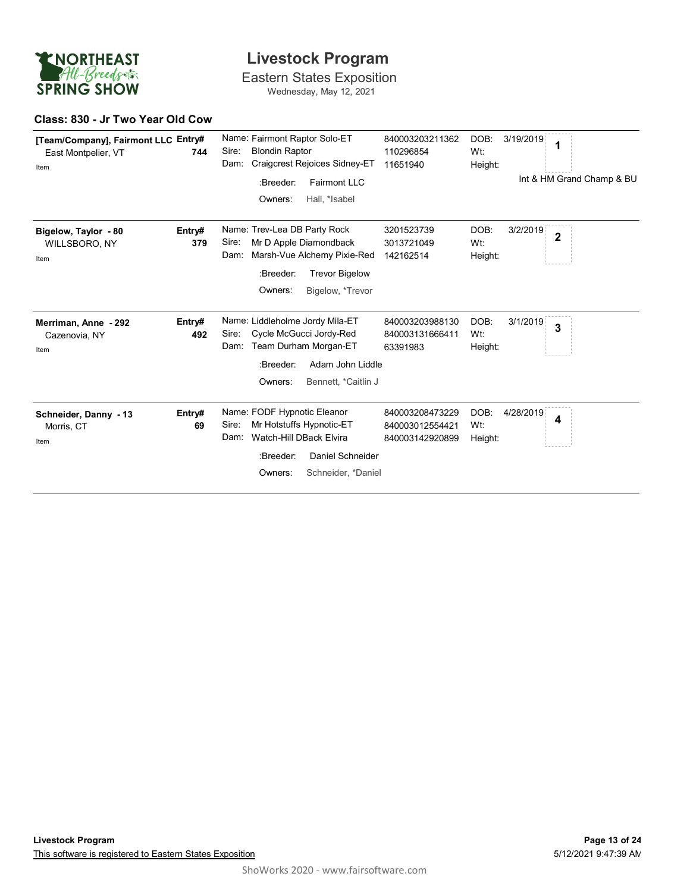# Livestock Program

## Eastern States Exposition

Wednesday, May 12, 2021

### Class: 830 - Jr Two Year Old Cow

| Exhibitor | Entry# | Animal | Registration | DOB / Wt / Height | Place |
|---|---|---|---|---|---|
| **[Team/Company], Fairmont LLC**<br>East Montpelier, VT<br>Item | **744** | Name: Fairmont Raptor Solo-ET<br>Sire: Blondin Raptor<br>Dam: Craigcrest Rejoices Sidney-ET<br>:Breeder: Fairmont LLC<br>Owners: Hall, *Isabel | 840003203211362<br>110296854<br>11651940 | DOB: 3/19/2019<br>Wt:<br>Height: | **1**<br>Int & HM Grand Champ & BU |
| **Bigelow, Taylor - 80**<br>WILLSBORO, NY<br>Item | **379** | Name: Trev-Lea DB Party Rock<br>Sire: Mr D Apple Diamondback<br>Dam: Marsh-Vue Alchemy Pixie-Red<br>:Breeder: Trevor Bigelow<br>Owners: Bigelow, *Trevor | 3201523739<br>3013721049<br>142162514 | DOB: 3/2/2019<br>Wt:<br>Height: | **2** |
| **Merriman, Anne - 292**<br>Cazenovia, NY<br>Item | **492** | Name: Liddleholme Jordy Mila-ET<br>Sire: Cycle McGucci Jordy-Red<br>Dam: Team Durham Morgan-ET<br>:Breeder: Adam John Liddle<br>Owners: Bennett, *Caitlin J | 840003203988130<br>840003131666411<br>63391983 | DOB: 3/1/2019<br>Wt:<br>Height: | **3** |
| **Schneider, Danny - 13**<br>Morris, CT<br>Item | **69** | Name: FODF Hypnotic Eleanor<br>Sire: Mr Hotstuffs Hypnotic-ET<br>Dam: Watch-Hill DBack Elvira<br>:Breeder: Daniel Schneider<br>Owners: Schneider, *Daniel | 840003208473229<br>840003012554421<br>840003142920899 | DOB: 4/28/2019<br>Wt:<br>Height: | **4** |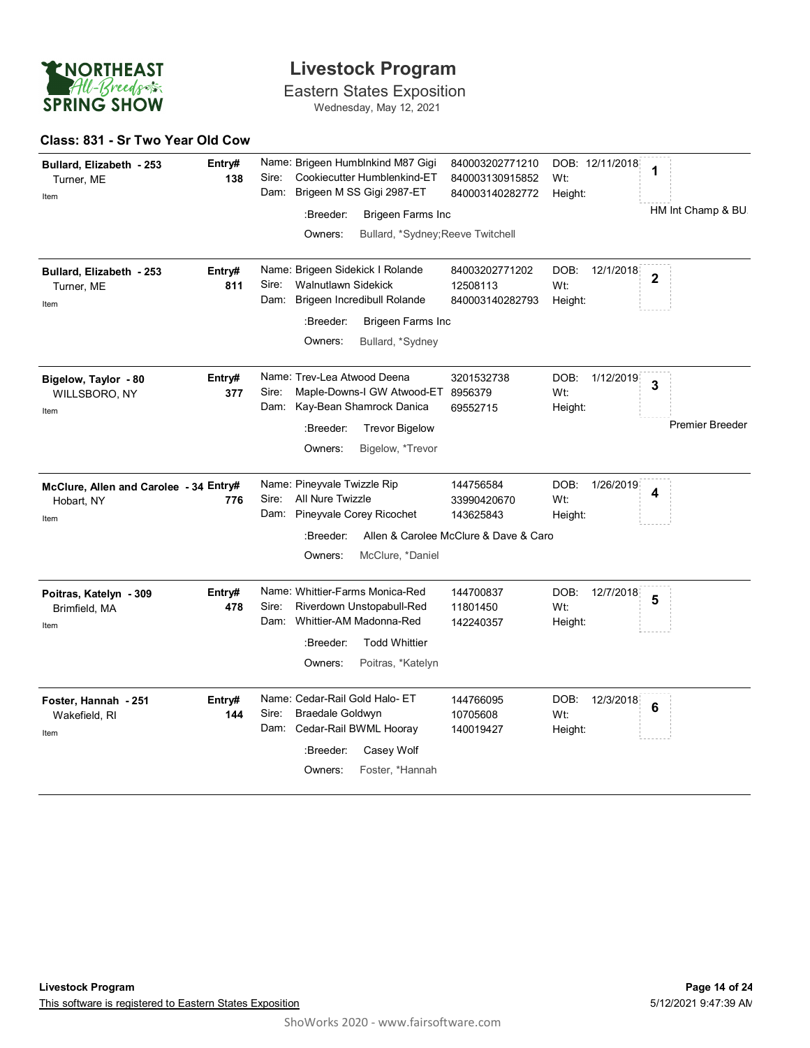# Livestock Program

Eastern States Exposition

Wednesday, May 12, 2021

NORTHEAST All-Breeds SPRING SHOW

## Class: 831 - Sr Two Year Old Cow

**Bullard, Elizabeth - 253** Entry# **138**
Turner, ME
Item

Name: Brigeen Humblnkind M87 Gigi — 840003202771210 — DOB: 12/11/2018
Sire: Cookiecutter Humblenkind-ET — 840003130915852 — Wt:
Dam: Brigeen M SS Gigi 2987-ET — 840003140282772 — Height:
:Breeder: Brigeen Farms Inc
Owners: Bullard, *Sydney;Reeve Twitchell

Placing: **1** — HM Int Champ & BU

---

**Bullard, Elizabeth - 253** Entry# **811**
Turner, ME
Item

Name: Brigeen Sidekick I Rolande — 84003202771202 — DOB: 12/1/2018
Sire: Walnutlawn Sidekick — 12508113 — Wt:
Dam: Brigeen Incredibull Rolande — 840003140282793 — Height:
:Breeder: Brigeen Farms Inc
Owners: Bullard, *Sydney

Placing: **2**

---

**Bigelow, Taylor - 80** Entry# **377**
WILLSBORO, NY
Item

Name: Trev-Lea Atwood Deena — 3201532738 — DOB: 1/12/2019
Sire: Maple-Downs-I GW Atwood-ET — 8956379 — Wt:
Dam: Kay-Bean Shamrock Danica — 69552715 — Height:
:Breeder: Trevor Bigelow
Owners: Bigelow, *Trevor

Placing: **3** — Premier Breeder

---

**McClure, Allen and Carolee - 34** Entry# **776**
Hobart, NY
Item

Name: Pineyvale Twizzle Rip — 144756584 — DOB: 1/26/2019
Sire: All Nure Twizzle — 33990420670 — Wt:
Dam: Pineyvale Corey Ricochet — 143625843 — Height:
:Breeder: Allen & Carolee McClure & Dave & Caro
Owners: McClure, *Daniel

Placing: **4**

---

**Poitras, Katelyn - 309** Entry# **478**
Brimfield, MA
Item

Name: Whittier-Farms Monica-Red — 144700837 — DOB: 12/7/2018
Sire: Riverdown Unstopabull-Red — 11801450 — Wt:
Dam: Whittier-AM Madonna-Red — 142240357 — Height:
:Breeder: Todd Whittier
Owners: Poitras, *Katelyn

Placing: **5**

---

**Foster, Hannah - 251** Entry# **144**
Wakefield, RI
Item

Name: Cedar-Rail Gold Halo- ET — 144766095 — DOB: 12/3/2018
Sire: Braedale Goldwyn — 10705608 — Wt:
Dam: Cedar-Rail BWML Hooray — 140019427 — Height:
:Breeder: Casey Wolf
Owners: Foster, *Hannah

Placing: **6**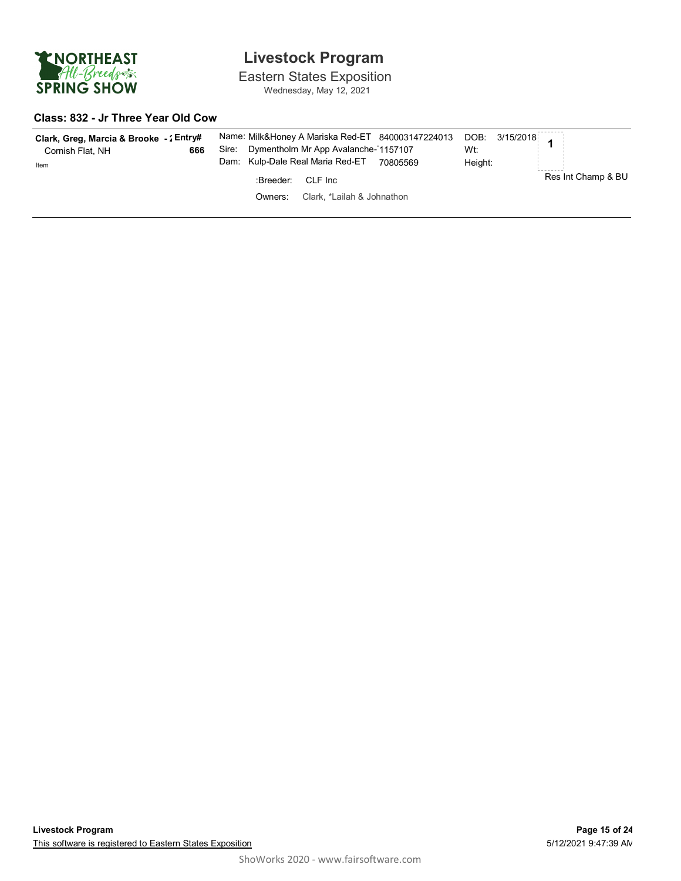# Livestock Program

Eastern States Exposition

Wednesday, May 12, 2021

## Class: 832 - Jr Three Year Old Cow

| Exhibitor | Entry# | Animal | | DOB / Wt / Height | Placing |
|---|---|---|---|---|---|
| **Clark, Greg, Marcia & Brooke - 2** Cornish Flat, NH Item | **666** | Name: Milk&Honey A Mariska Red-ET | 840003147224013 | DOB: 3/15/2018 | **1** |
| | | Sire: Dymentholm Mr App Avalanche-1 | 1157107 | Wt: | |
| | | Dam: Kulp-Dale Real Maria Red-ET | 70805569 | Height: | Res Int Champ & BU |
| | | :Breeder: CLF Inc | | | |
| | | Owners: Clark, *Lailah & Johnathon | | | |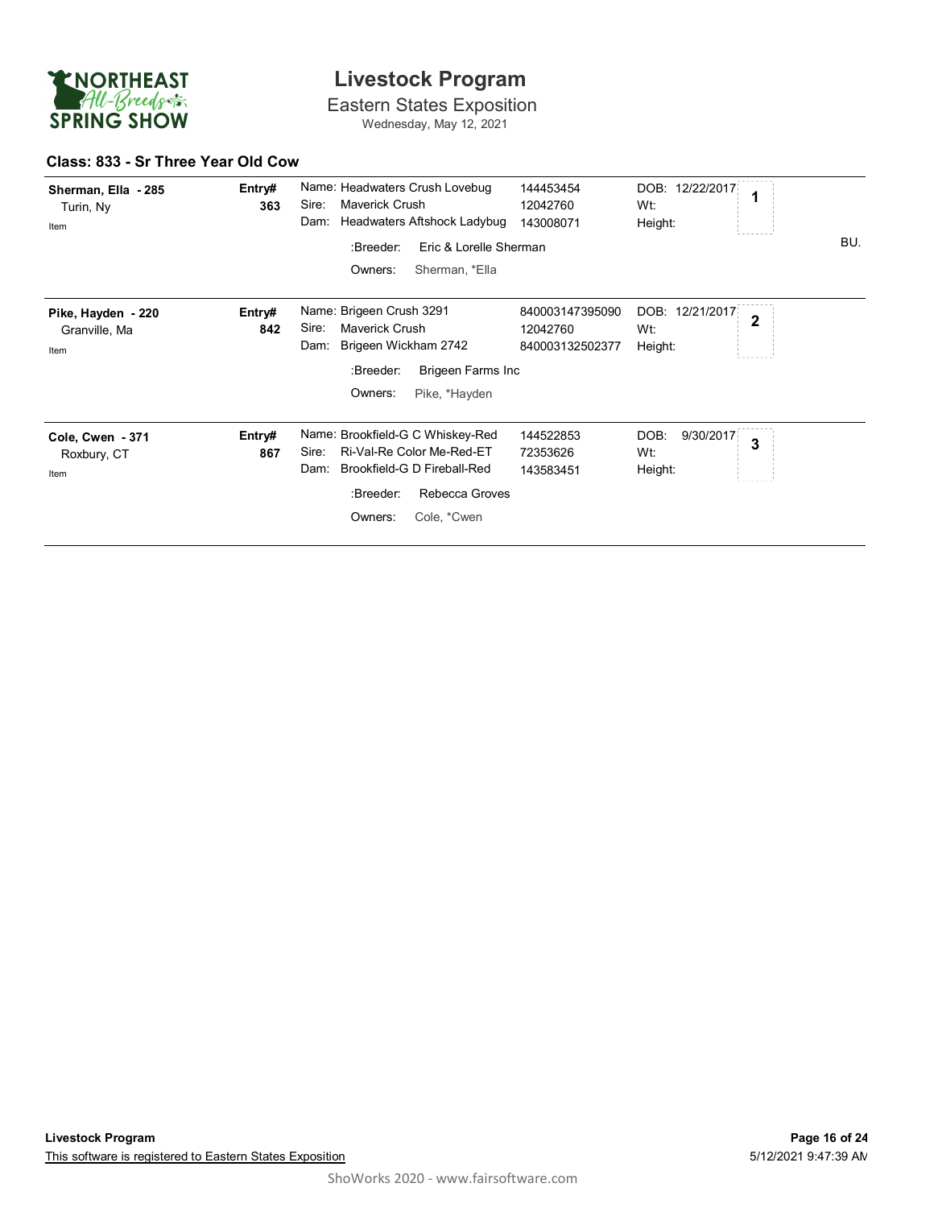# Livestock Program

Eastern States Exposition

Wednesday, May 12, 2021

## Class: 833 - Sr Three Year Old Cow

| Exhibitor | Entry# | Animal | Reg. # | DOB / Wt / Height | Place | |
|---|---|---|---|---|---|---|
| **Sherman, Ella - 285**<br>Turin, Ny<br>Item | **363** | Name: Headwaters Crush Lovebug<br>Sire: Maverick Crush<br>Dam: Headwaters Aftshock Ladybug<br>:Breeder: Eric & Lorelle Sherman<br>Owners: Sherman, *Ella | 144453454<br>12042760<br>143008071 | DOB: 12/22/2017<br>Wt:<br>Height: | **1** | BU. |
| **Pike, Hayden - 220**<br>Granville, Ma<br>Item | **842** | Name: Brigeen Crush 3291<br>Sire: Maverick Crush<br>Dam: Brigeen Wickham 2742<br>:Breeder: Brigeen Farms Inc<br>Owners: Pike, *Hayden | 840003147395090<br>12042760<br>840003132502377 | DOB: 12/21/2017<br>Wt:<br>Height: | **2** | |
| **Cole, Cwen - 371**<br>Roxbury, CT<br>Item | **867** | Name: Brookfield-G C Whiskey-Red<br>Sire: Ri-Val-Re Color Me-Red-ET<br>Dam: Brookfield-G D Fireball-Red<br>:Breeder: Rebecca Groves<br>Owners: Cole, *Cwen | 144522853<br>72353626<br>143583451 | DOB: 9/30/2017<br>Wt:<br>Height: | **3** | |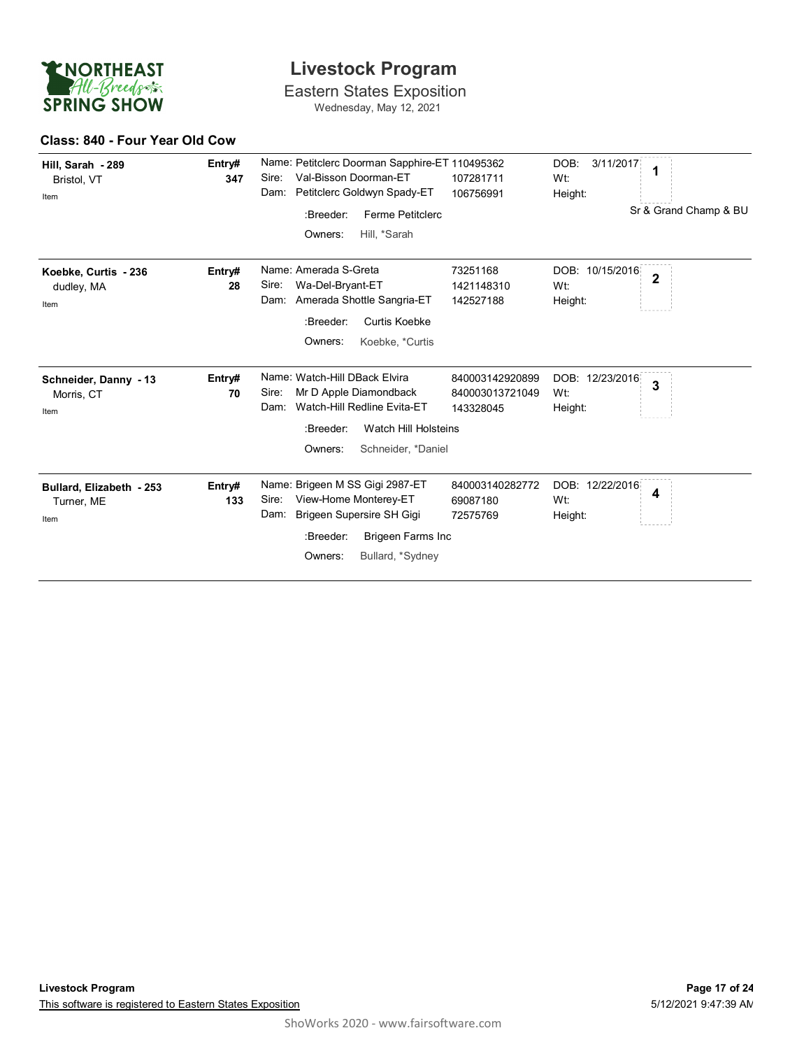# Livestock Program

Eastern States Exposition

Wednesday, May 12, 2021

## Class: 840 - Four Year Old Cow

**Hill, Sarah - 289**
Bristol, VT
Item

**Entry# 347**

Name: Petitclerc Doorman Sapphire-ET 110495362
Sire: Val-Bisson Doorman-ET 107281711
Dam: Petitclerc Goldwyn Spady-ET 106756991
:Breeder: Ferme Petitclerc
Owners: Hill, *Sarah

DOB: 3/11/2017
Wt:
Height:

**1**

Sr & Grand Champ & BU

---

**Koebke, Curtis - 236**
dudley, MA
Item

**Entry# 28**

Name: Amerada S-Greta 73251168
Sire: Wa-Del-Bryant-ET 1421148310
Dam: Amerada Shottle Sangria-ET 142527188
:Breeder: Curtis Koebke
Owners: Koebke, *Curtis

DOB: 10/15/2016
Wt:
Height:

**2**

---

**Schneider, Danny - 13**
Morris, CT
Item

**Entry# 70**

Name: Watch-Hill DBack Elvira 840003142920899
Sire: Mr D Apple Diamondback 840003013721049
Dam: Watch-Hill Redline Evita-ET 143328045
:Breeder: Watch Hill Holsteins
Owners: Schneider, *Daniel

DOB: 12/23/2016
Wt:
Height:

**3**

---

**Bullard, Elizabeth - 253**
Turner, ME
Item

**Entry# 133**

Name: Brigeen M SS Gigi 2987-ET 840003140282772
Sire: View-Home Monterey-ET 69087180
Dam: Brigeen Supersire SH Gigi 72575769
:Breeder: Brigeen Farms Inc
Owners: Bullard, *Sydney

DOB: 12/22/2016
Wt:
Height:

**4**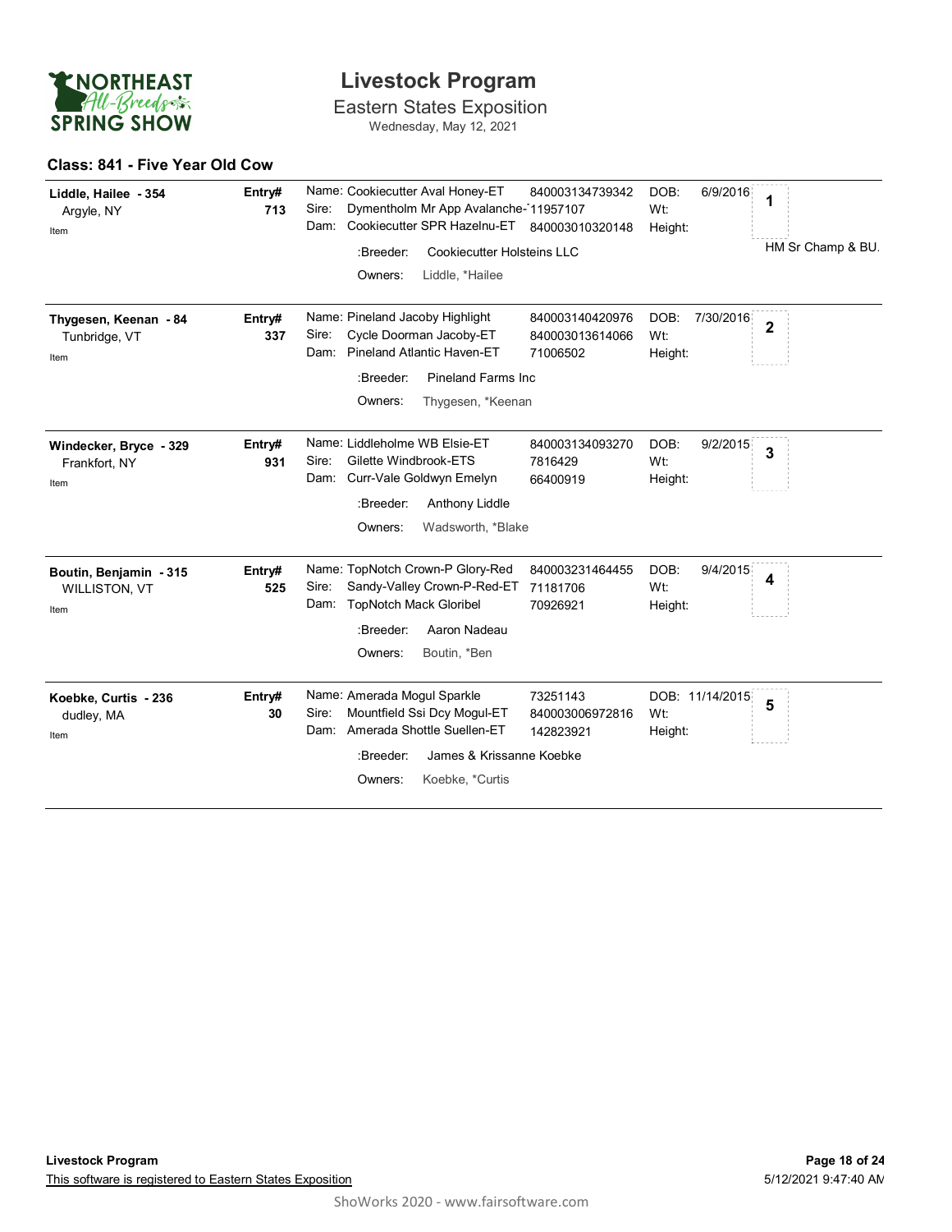# Livestock Program

Eastern States Exposition

Wednesday, May 12, 2021

## Class: 841 - Five Year Old Cow

| Exhibitor | Entry# | Animal | Reg. # | DOB / Wt / Height | Place |
|---|---|---|---|---|---|
| **Liddle, Hailee - 354**<br>Argyle, NY<br>Item | **713** | Name: Cookiecutter Aval Honey-ET<br>Sire: Dymentholm Mr App Avalanche-1<br>Dam: Cookiecutter SPR Hazelnu-ET<br>:Breeder: Cookiecutter Holsteins LLC<br>Owners: Liddle, *Hailee | 840003134739342<br>11957107<br>840003010320148 | DOB: 6/9/2016<br>Wt:<br>Height: | **1**<br>HM Sr Champ & BU. |
| **Thygesen, Keenan - 84**<br>Tunbridge, VT<br>Item | **337** | Name: Pineland Jacoby Highlight<br>Sire: Cycle Doorman Jacoby-ET<br>Dam: Pineland Atlantic Haven-ET<br>:Breeder: Pineland Farms Inc<br>Owners: Thygesen, *Keenan | 840003140420976<br>840003013614066<br>71006502 | DOB: 7/30/2016<br>Wt:<br>Height: | **2** |
| **Windecker, Bryce - 329**<br>Frankfort, NY<br>Item | **931** | Name: Liddleholme WB Elsie-ET<br>Sire: Gilette Windbrook-ETS<br>Dam: Curr-Vale Goldwyn Emelyn<br>:Breeder: Anthony Liddle<br>Owners: Wadsworth, *Blake | 840003134093270<br>7816429<br>66400919 | DOB: 9/2/2015<br>Wt:<br>Height: | **3** |
| **Boutin, Benjamin - 315**<br>WILLISTON, VT<br>Item | **525** | Name: TopNotch Crown-P Glory-Red<br>Sire: Sandy-Valley Crown-P-Red-ET<br>Dam: TopNotch Mack Gloribel<br>:Breeder: Aaron Nadeau<br>Owners: Boutin, *Ben | 840003231464455<br>71181706<br>70926921 | DOB: 9/4/2015<br>Wt:<br>Height: | **4** |
| **Koebke, Curtis - 236**<br>dudley, MA<br>Item | **30** | Name: Amerada Mogul Sparkle<br>Sire: Mountfield Ssi Dcy Mogul-ET<br>Dam: Amerada Shottle Suellen-ET<br>:Breeder: James & Krissanne Koebke<br>Owners: Koebke, *Curtis | 73251143<br>840003006972816<br>142823921 | DOB: 11/14/2015<br>Wt:<br>Height: | **5** |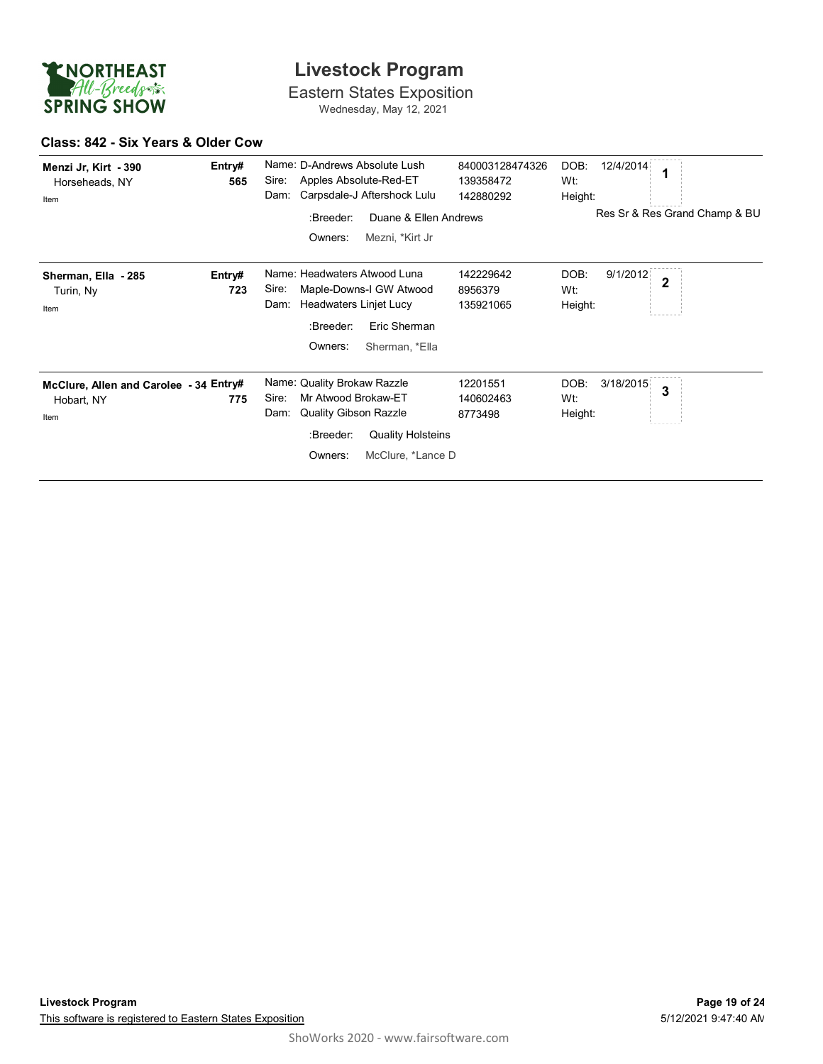# Livestock Program

Eastern States Exposition

Wednesday, May 12, 2021

## Class: 842 - Six Years & Older Cow

| Exhibitor | Entry# | Animal | Reg # | Details | Place |
|---|---|---|---|---|---|
| **Menzi Jr, Kirt - 390**<br>Horseheads, NY<br>Item | **565** | Name: D-Andrews Absolute Lush<br>Sire: Apples Absolute-Red-ET<br>Dam: Carpsdale-J Aftershock Lulu<br>:Breeder: Duane & Ellen Andrews<br>Owners: Mezni, *Kirt Jr | 840003128474326<br>139358472<br>142880292 | DOB: 12/4/2014<br>Wt:<br>Height: | **1**<br>Res Sr & Res Grand Champ & BU |
| **Sherman, Ella - 285**<br>Turin, Ny<br>Item | **723** | Name: Headwaters Atwood Luna<br>Sire: Maple-Downs-I GW Atwood<br>Dam: Headwaters Linjet Lucy<br>:Breeder: Eric Sherman<br>Owners: Sherman, *Ella | 142229642<br>8956379<br>135921065 | DOB: 9/1/2012<br>Wt:<br>Height: | **2** |
| **McClure, Allen and Carolee - 34**<br>Hobart, NY<br>Item | **775** | Name: Quality Brokaw Razzle<br>Sire: Mr Atwood Brokaw-ET<br>Dam: Quality Gibson Razzle<br>:Breeder: Quality Holsteins<br>Owners: McClure, *Lance D | 12201551<br>140602463<br>8773498 | DOB: 3/18/2015<br>Wt:<br>Height: | **3** |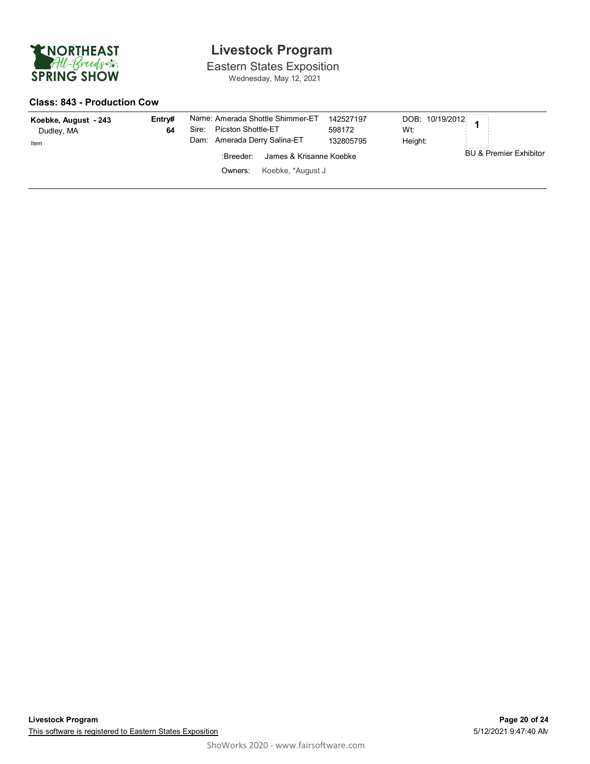# Livestock Program

Eastern States Exposition

Wednesday, May 12, 2021

## Class: 843 - Production Cow

| | | | | | |
|---|---|---|---|---|---|
| **Koebke, August - 243**<br>Dudley, MA<br>Item | **Entry#**<br>**64** | Name: Amerada Shottle Shimmer-ET<br>Sire: Picston Shottle-ET<br>Dam: Amerada Derry Salina-ET<br>:Breeder: James & Krisanne Koebke<br>Owners: Koebke, *August J | 142527197<br>598172<br>132805795 | DOB: 10/19/2012<br>Wt:<br>Height: | **1**<br>BU & Premier Exhibitor |

**Livestock Program**

This software is registered to Eastern States Exposition

5/12/2021 9:47:40 AM

ShoWorks 2020 - www.fairsoftware.com